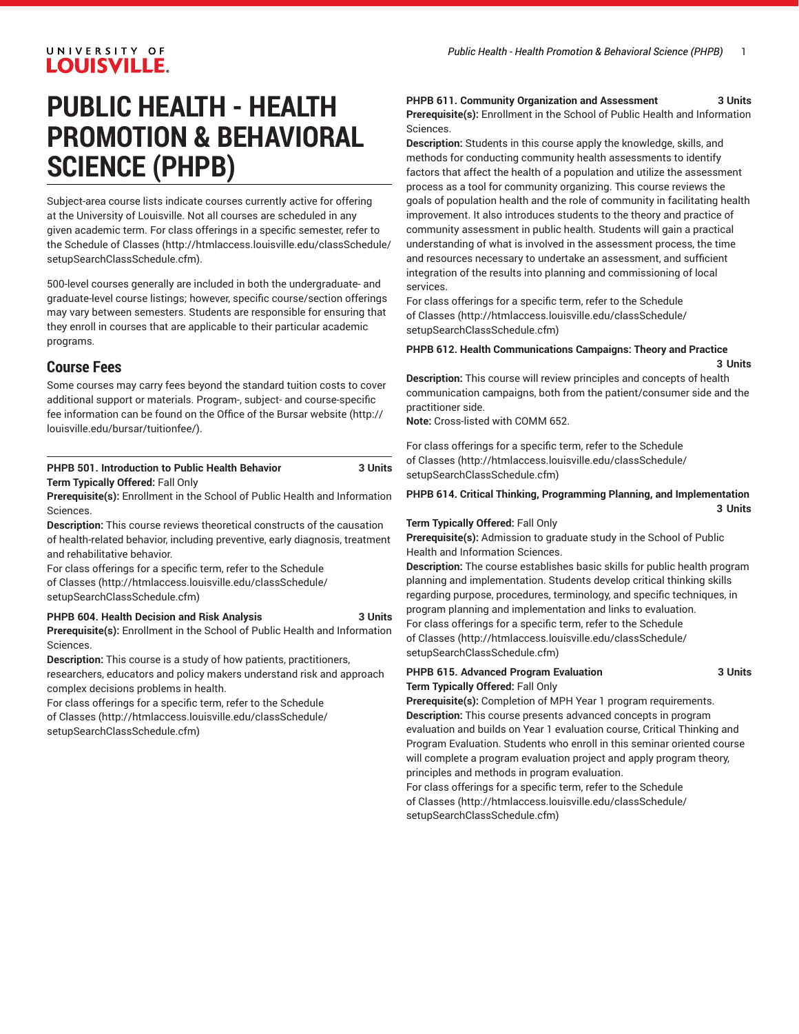# PUBLIC HEALTH - HEALTH PROMOTION & BEHAVIORAL SCIENCE (PHPB)

Subject-area course lists indicate courses currently active for offering at the University of Louisville. Not all courses are scheduled in any given academic term. For class offerings in a specific semester, refer to the Schedule of Classes (http://htmlaccess.louisville.edu/classSchedule/setupSearchClassSchedule.cfm).

500-level courses generally are included in both the undergraduate- and graduate-level course listings; however, specific course/section offerings may vary between semesters. Students are responsible for ensuring that they enroll in courses that are applicable to their particular academic programs.

## Course Fees

Some courses may carry fees beyond the standard tuition costs to cover additional support or materials. Program-, subject- and course-specific fee information can be found on the Office of the Bursar website (http://louisville.edu/bursar/tuitionfee/).

**PHPB 501. Introduction to Public Health Behavior 3 Units**
**Term Typically Offered:** Fall Only
**Prerequisite(s):** Enrollment in the School of Public Health and Information Sciences.
**Description:** This course reviews theoretical constructs of the causation of health-related behavior, including preventive, early diagnosis, treatment and rehabilitative behavior.
For class offerings for a specific term, refer to the Schedule of Classes (http://htmlaccess.louisville.edu/classSchedule/setupSearchClassSchedule.cfm)

**PHPB 604. Health Decision and Risk Analysis 3 Units**
**Prerequisite(s):** Enrollment in the School of Public Health and Information Sciences.
**Description:** This course is a study of how patients, practitioners, researchers, educators and policy makers understand risk and approach complex decisions problems in health.
For class offerings for a specific term, refer to the Schedule of Classes (http://htmlaccess.louisville.edu/classSchedule/setupSearchClassSchedule.cfm)

**PHPB 611. Community Organization and Assessment 3 Units**
**Prerequisite(s):** Enrollment in the School of Public Health and Information Sciences.
**Description:** Students in this course apply the knowledge, skills, and methods for conducting community health assessments to identify factors that affect the health of a population and utilize the assessment process as a tool for community organizing. This course reviews the goals of population health and the role of community in facilitating health improvement. It also introduces students to the theory and practice of community assessment in public health. Students will gain a practical understanding of what is involved in the assessment process, the time and resources necessary to undertake an assessment, and sufficient integration of the results into planning and commissioning of local services.
For class offerings for a specific term, refer to the Schedule of Classes (http://htmlaccess.louisville.edu/classSchedule/setupSearchClassSchedule.cfm)

**PHPB 612. Health Communications Campaigns: Theory and Practice 3 Units**
**Description:** This course will review principles and concepts of health communication campaigns, both from the patient/consumer side and the practitioner side.
**Note:** Cross-listed with COMM 652.

For class offerings for a specific term, refer to the Schedule of Classes (http://htmlaccess.louisville.edu/classSchedule/setupSearchClassSchedule.cfm)

**PHPB 614. Critical Thinking, Programming Planning, and Implementation 3 Units**

**Term Typically Offered:** Fall Only
**Prerequisite(s):** Admission to graduate study in the School of Public Health and Information Sciences.
**Description:** The course establishes basic skills for public health program planning and implementation. Students develop critical thinking skills regarding purpose, procedures, terminology, and specific techniques, in program planning and implementation and links to evaluation.
For class offerings for a specific term, refer to the Schedule of Classes (http://htmlaccess.louisville.edu/classSchedule/setupSearchClassSchedule.cfm)

**PHPB 615. Advanced Program Evaluation 3 Units**
**Term Typically Offered:** Fall Only
**Prerequisite(s):** Completion of MPH Year 1 program requirements.
**Description:** This course presents advanced concepts in program evaluation and builds on Year 1 evaluation course, Critical Thinking and Program Evaluation. Students who enroll in this seminar oriented course will complete a program evaluation project and apply program theory, principles and methods in program evaluation.
For class offerings for a specific term, refer to the Schedule of Classes (http://htmlaccess.louisville.edu/classSchedule/setupSearchClassSchedule.cfm)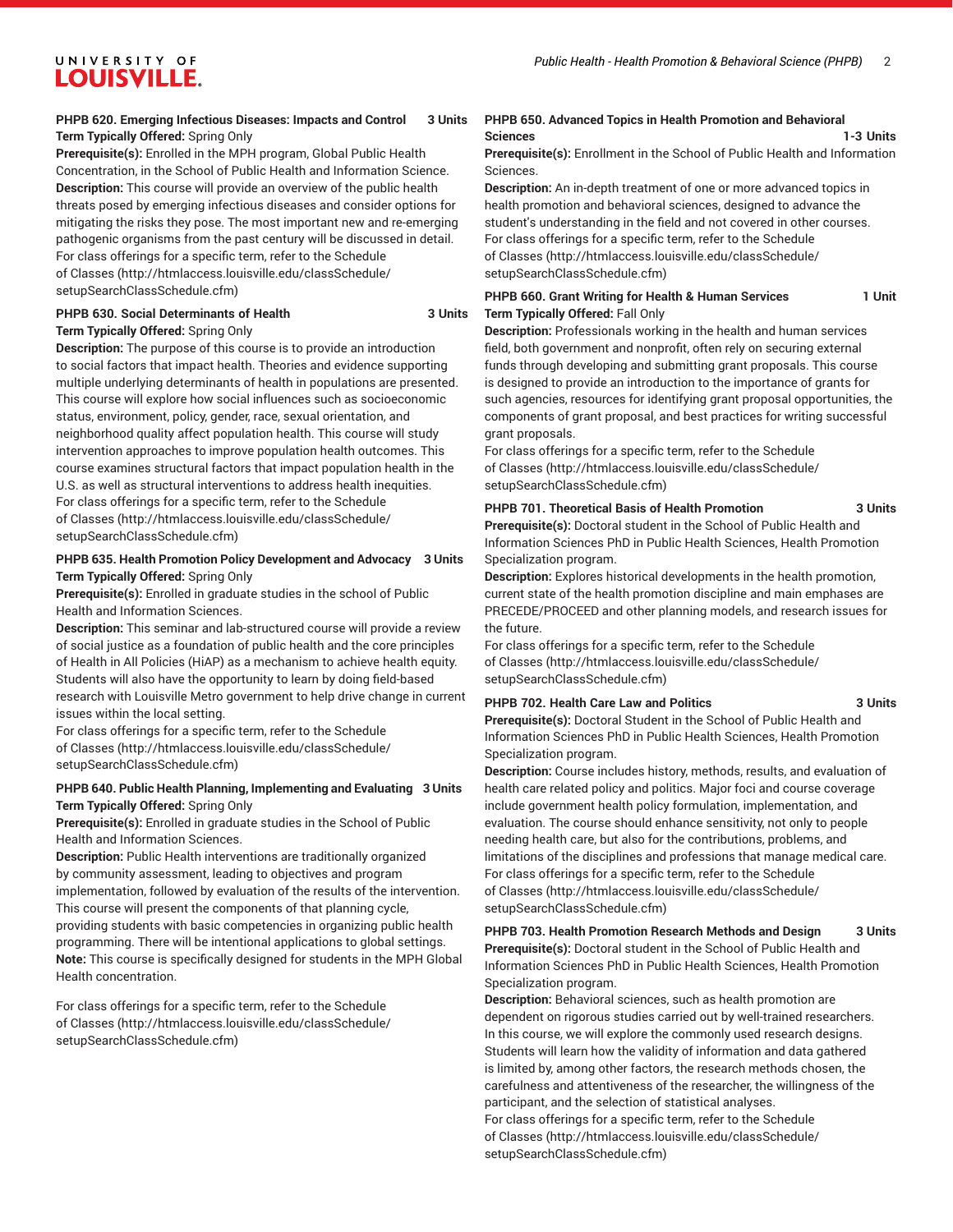**PHPB 620. Emerging Infectious Diseases: Impacts and Control 3 Units**
**Term Typically Offered:** Spring Only
**Prerequisite(s):** Enrolled in the MPH program, Global Public Health Concentration, in the School of Public Health and Information Science.
**Description:** This course will provide an overview of the public health threats posed by emerging infectious diseases and consider options for mitigating the risks they pose. The most important new and re-emerging pathogenic organisms from the past century will be discussed in detail.
For class offerings for a specific term, refer to the Schedule of Classes (http://htmlaccess.louisville.edu/classSchedule/setupSearchClassSchedule.cfm)

**PHPB 630. Social Determinants of Health 3 Units**
**Term Typically Offered:** Spring Only
**Description:** The purpose of this course is to provide an introduction to social factors that impact health. Theories and evidence supporting multiple underlying determinants of health in populations are presented. This course will explore how social influences such as socioeconomic status, environment, policy, gender, race, sexual orientation, and neighborhood quality affect population health. This course will study intervention approaches to improve population health outcomes. This course examines structural factors that impact population health in the U.S. as well as structural interventions to address health inequities.
For class offerings for a specific term, refer to the Schedule of Classes (http://htmlaccess.louisville.edu/classSchedule/setupSearchClassSchedule.cfm)

**PHPB 635. Health Promotion Policy Development and Advocacy 3 Units**
**Term Typically Offered:** Spring Only
**Prerequisite(s):** Enrolled in graduate studies in the school of Public Health and Information Sciences.
**Description:** This seminar and lab-structured course will provide a review of social justice as a foundation of public health and the core principles of Health in All Policies (HiAP) as a mechanism to achieve health equity. Students will also have the opportunity to learn by doing field-based research with Louisville Metro government to help drive change in current issues within the local setting.
For class offerings for a specific term, refer to the Schedule of Classes (http://htmlaccess.louisville.edu/classSchedule/setupSearchClassSchedule.cfm)

**PHPB 640. Public Health Planning, Implementing and Evaluating 3 Units**
**Term Typically Offered:** Spring Only
**Prerequisite(s):** Enrolled in graduate studies in the School of Public Health and Information Sciences.
**Description:** Public Health interventions are traditionally organized by community assessment, leading to objectives and program implementation, followed by evaluation of the results of the intervention. This course will present the components of that planning cycle, providing students with basic competencies in organizing public health programming. There will be intentional applications to global settings.
**Note:** This course is specifically designed for students in the MPH Global Health concentration.

For class offerings for a specific term, refer to the Schedule of Classes (http://htmlaccess.louisville.edu/classSchedule/setupSearchClassSchedule.cfm)

**PHPB 650. Advanced Topics in Health Promotion and Behavioral Sciences 1-3 Units**
**Prerequisite(s):** Enrollment in the School of Public Health and Information Sciences.
**Description:** An in-depth treatment of one or more advanced topics in health promotion and behavioral sciences, designed to advance the student's understanding in the field and not covered in other courses.
For class offerings for a specific term, refer to the Schedule of Classes (http://htmlaccess.louisville.edu/classSchedule/setupSearchClassSchedule.cfm)

**PHPB 660. Grant Writing for Health & Human Services 1 Unit**
**Term Typically Offered:** Fall Only
**Description:** Professionals working in the health and human services field, both government and nonprofit, often rely on securing external funds through developing and submitting grant proposals. This course is designed to provide an introduction to the importance of grants for such agencies, resources for identifying grant proposal opportunities, the components of grant proposal, and best practices for writing successful grant proposals.
For class offerings for a specific term, refer to the Schedule of Classes (http://htmlaccess.louisville.edu/classSchedule/setupSearchClassSchedule.cfm)

**PHPB 701. Theoretical Basis of Health Promotion 3 Units**
**Prerequisite(s):** Doctoral student in the School of Public Health and Information Sciences PhD in Public Health Sciences, Health Promotion Specialization program.
**Description:** Explores historical developments in the health promotion, current state of the health promotion discipline and main emphases are PRECEDE/PROCEED and other planning models, and research issues for the future.
For class offerings for a specific term, refer to the Schedule of Classes (http://htmlaccess.louisville.edu/classSchedule/setupSearchClassSchedule.cfm)

**PHPB 702. Health Care Law and Politics 3 Units**
**Prerequisite(s):** Doctoral Student in the School of Public Health and Information Sciences PhD in Public Health Sciences, Health Promotion Specialization program.
**Description:** Course includes history, methods, results, and evaluation of health care related policy and politics. Major foci and course coverage include government health policy formulation, implementation, and evaluation. The course should enhance sensitivity, not only to people needing health care, but also for the contributions, problems, and limitations of the disciplines and professions that manage medical care.
For class offerings for a specific term, refer to the Schedule of Classes (http://htmlaccess.louisville.edu/classSchedule/setupSearchClassSchedule.cfm)

**PHPB 703. Health Promotion Research Methods and Design 3 Units**
**Prerequisite(s):** Doctoral student in the School of Public Health and Information Sciences PhD in Public Health Sciences, Health Promotion Specialization program.
**Description:** Behavioral sciences, such as health promotion are dependent on rigorous studies carried out by well-trained researchers. In this course, we will explore the commonly used research designs. Students will learn how the validity of information and data gathered is limited by, among other factors, the research methods chosen, the carefulness and attentiveness of the researcher, the willingness of the participant, and the selection of statistical analyses.
For class offerings for a specific term, refer to the Schedule of Classes (http://htmlaccess.louisville.edu/classSchedule/setupSearchClassSchedule.cfm)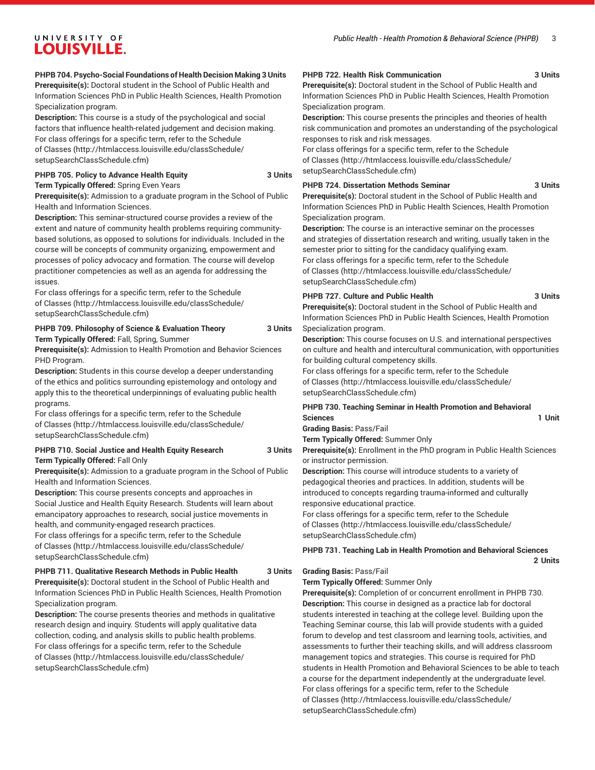**PHPB 704. Psycho-Social Foundations of Health Decision Making 3 Units**

**Prerequisite(s):** Doctoral student in the School of Public Health and Information Sciences PhD in Public Health Sciences, Health Promotion Specialization program.

**Description:** This course is a study of the psychological and social factors that influence health-related judgement and decision making.

For class offerings for a specific term, refer to the Schedule of Classes (http://htmlaccess.louisville.edu/classSchedule/setupSearchClassSchedule.cfm)

**PHPB 705. Policy to Advance Health Equity 3 Units**

**Term Typically Offered:** Spring Even Years

**Prerequisite(s):** Admission to a graduate program in the School of Public Health and Information Sciences.

**Description:** This seminar-structured course provides a review of the extent and nature of community health problems requiring community-based solutions, as opposed to solutions for individuals. Included in the course will be concepts of community organizing, empowerment and processes of policy advocacy and formation. The course will develop practitioner competencies as well as an agenda for addressing the issues.

For class offerings for a specific term, refer to the Schedule of Classes (http://htmlaccess.louisville.edu/classSchedule/setupSearchClassSchedule.cfm)

**PHPB 709. Philosophy of Science & Evaluation Theory 3 Units**

**Term Typically Offered:** Fall, Spring, Summer

**Prerequisite(s):** Admission to Health Promotion and Behavior Sciences PHD Program.

**Description:** Students in this course develop a deeper understanding of the ethics and politics surrounding epistemology and ontology and apply this to the theoretical underpinnings of evaluating public health programs.

For class offerings for a specific term, refer to the Schedule of Classes (http://htmlaccess.louisville.edu/classSchedule/setupSearchClassSchedule.cfm)

**PHPB 710. Social Justice and Health Equity Research 3 Units**

**Term Typically Offered:** Fall Only

**Prerequisite(s):** Admission to a graduate program in the School of Public Health and Information Sciences.

**Description:** This course presents concepts and approaches in Social Justice and Health Equity Research. Students will learn about emancipatory approaches to research, social justice movements in health, and community-engaged research practices.

For class offerings for a specific term, refer to the Schedule of Classes (http://htmlaccess.louisville.edu/classSchedule/setupSearchClassSchedule.cfm)

**PHPB 711. Qualitative Research Methods in Public Health 3 Units**

**Prerequisite(s):** Doctoral student in the School of Public Health and Information Sciences PhD in Public Health Sciences, Health Promotion Specialization program.

**Description:** The course presents theories and methods in qualitative research design and inquiry. Students will apply qualitative data collection, coding, and analysis skills to public health problems.

For class offerings for a specific term, refer to the Schedule of Classes (http://htmlaccess.louisville.edu/classSchedule/setupSearchClassSchedule.cfm)

**PHPB 722. Health Risk Communication 3 Units**

**Prerequisite(s):** Doctoral student in the School of Public Health and Information Sciences PhD in Public Health Sciences, Health Promotion Specialization program.

**Description:** This course presents the principles and theories of health risk communication and promotes an understanding of the psychological responses to risk and risk messages.

For class offerings for a specific term, refer to the Schedule of Classes (http://htmlaccess.louisville.edu/classSchedule/setupSearchClassSchedule.cfm)

**PHPB 724. Dissertation Methods Seminar 3 Units**

**Prerequisite(s):** Doctoral student in the School of Public Health and Information Sciences PhD in Public Health Sciences, Health Promotion Specialization program.

**Description:** The course is an interactive seminar on the processes and strategies of dissertation research and writing, usually taken in the semester prior to sitting for the candidacy qualifying exam.

For class offerings for a specific term, refer to the Schedule of Classes (http://htmlaccess.louisville.edu/classSchedule/setupSearchClassSchedule.cfm)

**PHPB 727. Culture and Public Health 3 Units**

**Prerequisite(s):** Doctoral student in the School of Public Health and Information Sciences PhD in Public Health Sciences, Health Promotion Specialization program.

**Description:** This course focuses on U.S. and international perspectives on culture and health and intercultural communication, with opportunities for building cultural competency skills.

For class offerings for a specific term, refer to the Schedule of Classes (http://htmlaccess.louisville.edu/classSchedule/setupSearchClassSchedule.cfm)

**PHPB 730. Teaching Seminar in Health Promotion and Behavioral Sciences 1 Unit**

**Grading Basis:** Pass/Fail

**Term Typically Offered:** Summer Only

**Prerequisite(s):** Enrollment in the PhD program in Public Health Sciences or instructor permission.

**Description:** This course will introduce students to a variety of pedagogical theories and practices. In addition, students will be introduced to concepts regarding trauma-informed and culturally responsive educational practice.

For class offerings for a specific term, refer to the Schedule of Classes (http://htmlaccess.louisville.edu/classSchedule/setupSearchClassSchedule.cfm)

**PHPB 731. Teaching Lab in Health Promotion and Behavioral Sciences 2 Units**

**Grading Basis:** Pass/Fail

**Term Typically Offered:** Summer Only

**Prerequisite(s):** Completion of or concurrent enrollment in PHPB 730.

**Description:** This course in designed as a practice lab for doctoral students interested in teaching at the college level. Building upon the Teaching Seminar course, this lab will provide students with a guided forum to develop and test classroom and learning tools, activities, and assessments to further their teaching skills, and will address classroom management topics and strategies. This course is required for PhD students in Health Promotion and Behavioral Sciences to be able to teach a course for the department independently at the undergraduate level.

For class offerings for a specific term, refer to the Schedule of Classes (http://htmlaccess.louisville.edu/classSchedule/setupSearchClassSchedule.cfm)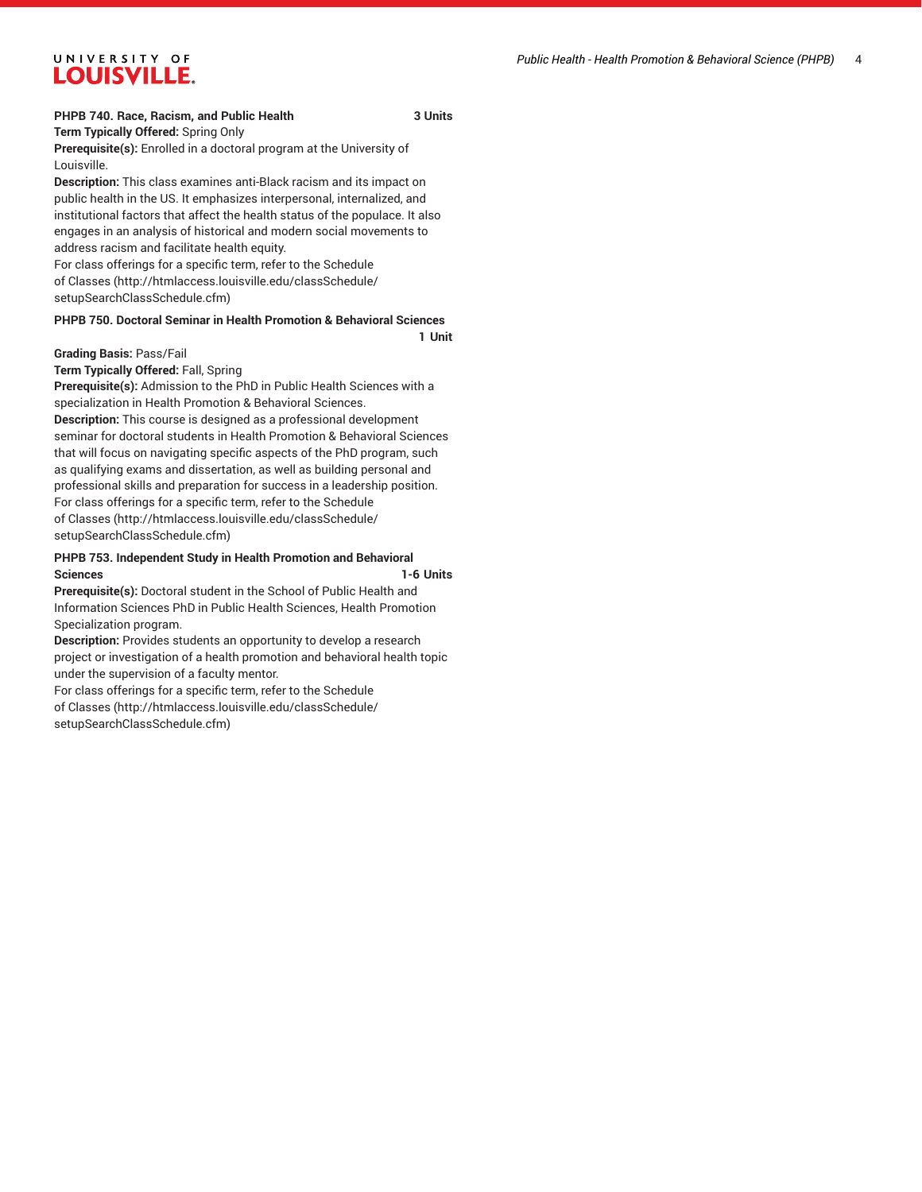**PHPB 740. Race, Racism, and Public Health** **3 Units**

**Term Typically Offered:** Spring Only

**Prerequisite(s):** Enrolled in a doctoral program at the University of Louisville.

**Description:** This class examines anti-Black racism and its impact on public health in the US. It emphasizes interpersonal, internalized, and institutional factors that affect the health status of the populace. It also engages in an analysis of historical and modern social movements to address racism and facilitate health equity.

For class offerings for a specific term, refer to the Schedule of Classes (http://htmlaccess.louisville.edu/classSchedule/setupSearchClassSchedule.cfm)

**PHPB 750. Doctoral Seminar in Health Promotion & Behavioral Sciences** **1 Unit**

**Grading Basis:** Pass/Fail

**Term Typically Offered:** Fall, Spring

**Prerequisite(s):** Admission to the PhD in Public Health Sciences with a specialization in Health Promotion & Behavioral Sciences.

**Description:** This course is designed as a professional development seminar for doctoral students in Health Promotion & Behavioral Sciences that will focus on navigating specific aspects of the PhD program, such as qualifying exams and dissertation, as well as building personal and professional skills and preparation for success in a leadership position.

For class offerings for a specific term, refer to the Schedule of Classes (http://htmlaccess.louisville.edu/classSchedule/setupSearchClassSchedule.cfm)

**PHPB 753. Independent Study in Health Promotion and Behavioral Sciences** **1-6 Units**

**Prerequisite(s):** Doctoral student in the School of Public Health and Information Sciences PhD in Public Health Sciences, Health Promotion Specialization program.

**Description:** Provides students an opportunity to develop a research project or investigation of a health promotion and behavioral health topic under the supervision of a faculty mentor.

For class offerings for a specific term, refer to the Schedule of Classes (http://htmlaccess.louisville.edu/classSchedule/setupSearchClassSchedule.cfm)